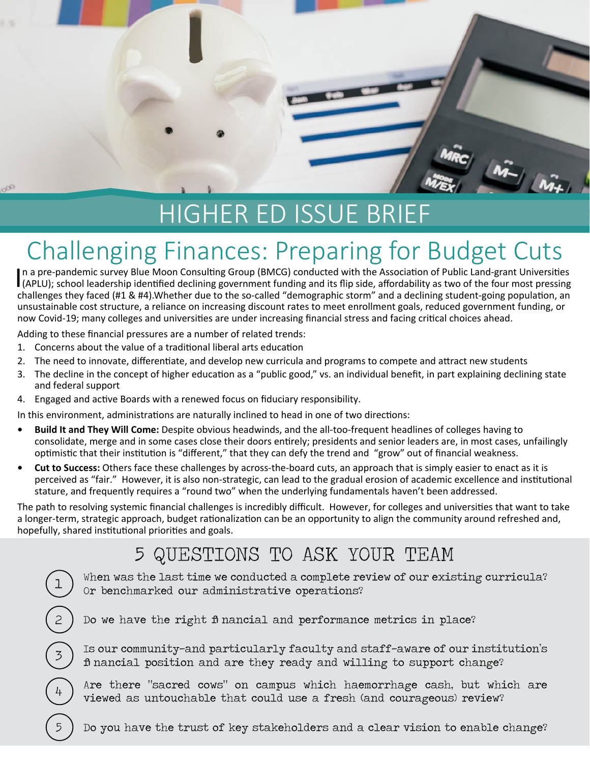# HIGHER ED ISSUE BRIEF

## Challenging Finances: Preparing for Budget Cuts

In a pre-pandemic survey Blue Moon Consulting Group (BMCG) conducted with the Association of Public Land-grant Universities (APLU); school leadership identified declining government funding and its flip side, affordability as two of the four most pressing challenges they faced (#1 & #4).Whether due to the so-called "demographic storm" and a declining student-going population, an unsustainable cost structure, a reliance on increasing discount rates to meet enrollment goals, reduced government funding, or now Covid-19; many colleges and universities are under increasing financial stress and facing critical choices ahead.

Adding to these financial pressures are a number of related trends:

1. Concerns about the value of a traditional liberal arts education
2. The need to innovate, differentiate, and develop new curricula and programs to compete and attract new students
3. The decline in the concept of higher education as a "public good," vs. an individual benefit, in part explaining declining state and federal support
4. Engaged and active Boards with a renewed focus on fiduciary responsibility.

In this environment, administrations are naturally inclined to head in one of two directions:

- **Build It and They Will Come:** Despite obvious headwinds, and the all-too-frequent headlines of colleges having to consolidate, merge and in some cases close their doors entirely; presidents and senior leaders are, in most cases, unfailingly optimistic that their institution is "different," that they can defy the trend and "grow" out of financial weakness.
- **Cut to Success:** Others face these challenges by across-the-board cuts, an approach that is simply easier to enact as it is perceived as "fair." However, it is also non-strategic, can lead to the gradual erosion of academic excellence and institutional stature, and frequently requires a "round two" when the underlying fundamentals haven't been addressed.

The path to resolving systemic financial challenges is incredibly difficult. However, for colleges and universities that want to take a longer-term, strategic approach, budget rationalization can be an opportunity to align the community around refreshed and, hopefully, shared institutional priorities and goals.

## 5 QUESTIONS TO ASK YOUR TEAM

1. When was the last time we conducted a complete review of our existing curricula? Or benchmarked our administrative operations?
2. Do we have the right financial and performance metrics in place?
3. Is our community-and particularly faculty and staff-aware of our institution's financial position and are they ready and willing to support change?
4. Are there "sacred cows" on campus which haemorrhage cash, but which are viewed as untouchable that could use a fresh (and courageous) review?
5. Do you have the trust of key stakeholders and a clear vision to enable change?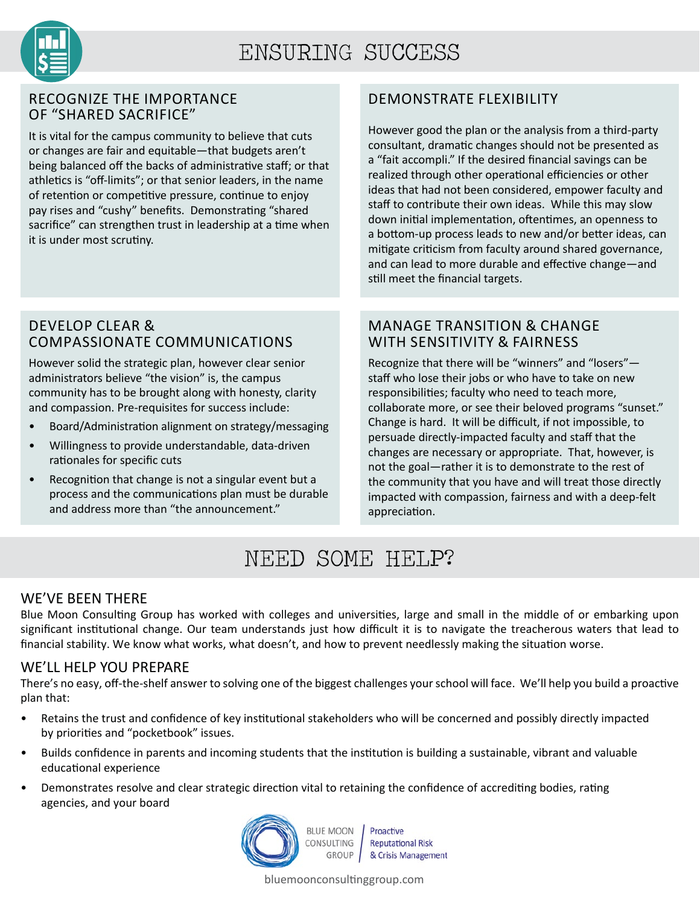# ENSURING SUCCESS

## RECOGNIZE THE IMPORTANCE OF “SHARED SACRIFICE”

It is vital for the campus community to believe that cuts or changes are fair and equitable—that budgets aren’t being balanced off the backs of administrative staff; or that athletics is “off-limits”; or that senior leaders, in the name of retention or competitive pressure, continue to enjoy pay rises and “cushy” benefits. Demonstrating “shared sacrifice” can strengthen trust in leadership at a time when it is under most scrutiny.

## DEMONSTRATE FLEXIBILITY

However good the plan or the analysis from a third-party consultant, dramatic changes should not be presented as a “fait accompli.” If the desired financial savings can be realized through other operational efficiencies or other ideas that had not been considered, empower faculty and staff to contribute their own ideas. While this may slow down initial implementation, oftentimes, an openness to a bottom-up process leads to new and/or better ideas, can mitigate criticism from faculty around shared governance, and can lead to more durable and effective change—and still meet the financial targets.

## DEVELOP CLEAR & COMPASSIONATE COMMUNICATIONS

However solid the strategic plan, however clear senior administrators believe “the vision” is, the campus community has to be brought along with honesty, clarity and compassion. Pre-requisites for success include:

- Board/Administration alignment on strategy/messaging
- Willingness to provide understandable, data-driven rationales for specific cuts
- Recognition that change is not a singular event but a process and the communications plan must be durable and address more than “the announcement.”

## MANAGE TRANSITION & CHANGE WITH SENSITIVITY & FAIRNESS

Recognize that there will be “winners” and “losers”—staff who lose their jobs or who have to take on new responsibilities; faculty who need to teach more, collaborate more, or see their beloved programs “sunset.” Change is hard. It will be difficult, if not impossible, to persuade directly-impacted faculty and staff that the changes are necessary or appropriate. That, however, is not the goal—rather it is to demonstrate to the rest of the community that you have and will treat those directly impacted with compassion, fairness and with a deep-felt appreciation.

# NEED SOME HELP?

## WE’VE BEEN THERE

Blue Moon Consulting Group has worked with colleges and universities, large and small in the middle of or embarking upon significant institutional change. Our team understands just how difficult it is to navigate the treacherous waters that lead to financial stability. We know what works, what doesn’t, and how to prevent needlessly making the situation worse.

## WE’LL HELP YOU PREPARE

There’s no easy, off-the-shelf answer to solving one of the biggest challenges your school will face. We’ll help you build a proactive plan that:

- Retains the trust and confidence of key institutional stakeholders who will be concerned and possibly directly impacted by priorities and “pocketbook” issues.
- Builds confidence in parents and incoming students that the institution is building a sustainable, vibrant and valuable educational experience
- Demonstrates resolve and clear strategic direction vital to retaining the confidence of accrediting bodies, rating agencies, and your board

BLUE MOON CONSULTING GROUP | Proactive Reputational Risk & Crisis Management

bluemoonconsultinggroup.com